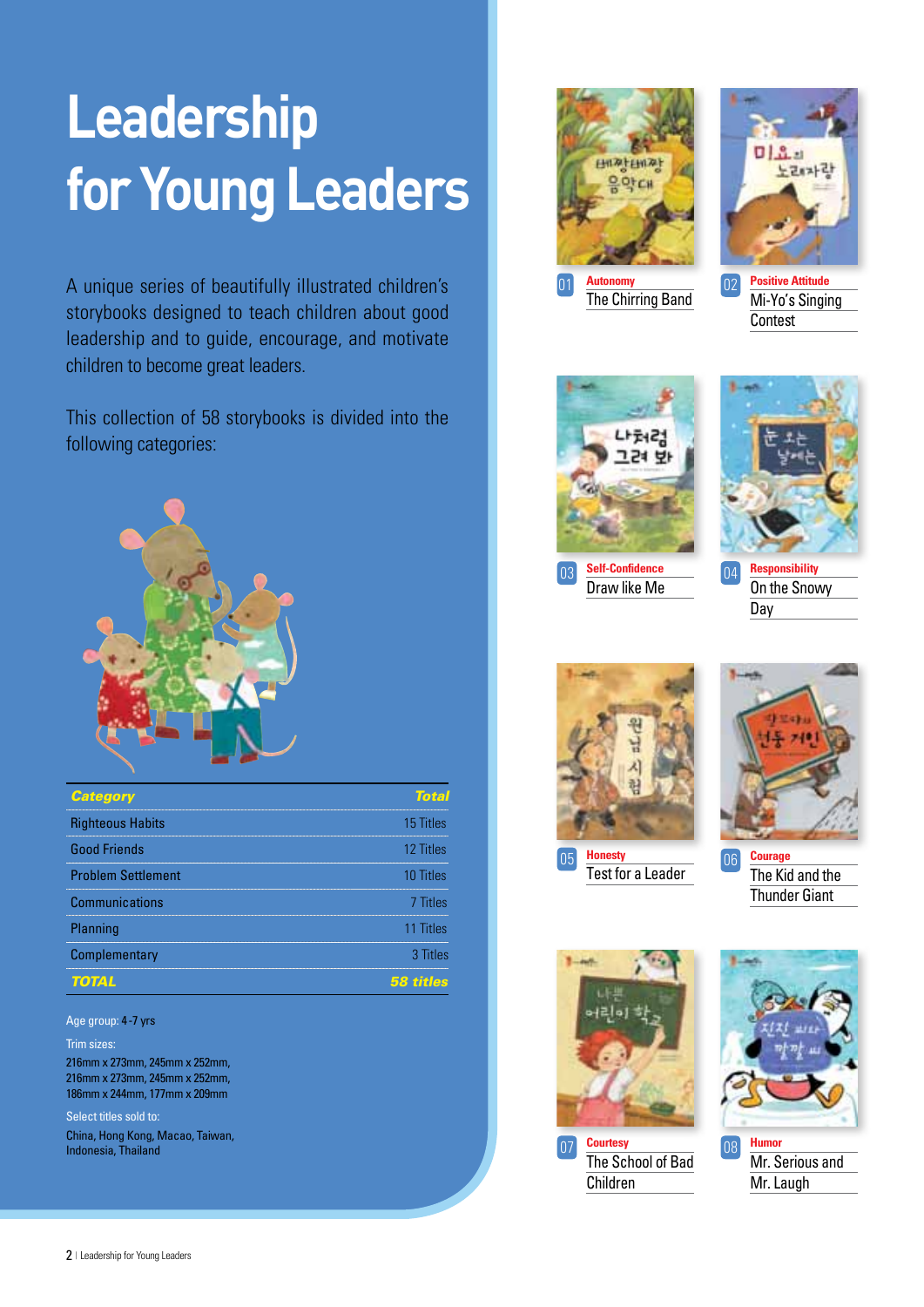# Leadership for Young Leaders

A unique series of beautifully illustrated children's storybooks designed to teach children about good leadership and to guide, encourage, and motivate children to become great leaders.

This collection of 58 storybooks is divided into the following categories:

| Category | Total |
|---|---|
| Righteous Habits | 15 Titles |
| Good Friends | 12 Titles |
| Problem Settlement | 10 Titles |
| Communications | 7 Titles |
| Planning | 11 Titles |
| Complementary | 3 Titles |
| **TOTAL** | **58 titles** |

Age group: 4-7 yrs

Trim sizes:
216mm x 273mm, 245mm x 252mm,
216mm x 273mm, 245mm x 252mm,
186mm x 244mm, 177mm x 209mm

Select titles sold to:
China, Hong Kong, Macao, Taiwan, Indonesia, Thailand

01 **Autonomy**
The Chirring Band

02 **Positive Attitude**
Mi-Yo's Singing Contest

03 **Self-Confidence**
Draw like Me

04 **Responsibility**
On the Snowy Day

05 **Honesty**
Test for a Leader

06 **Courage**
The Kid and the Thunder Giant

07 **Courtesy**
The School of Bad Children

08 **Humor**
Mr. Serious and Mr. Laugh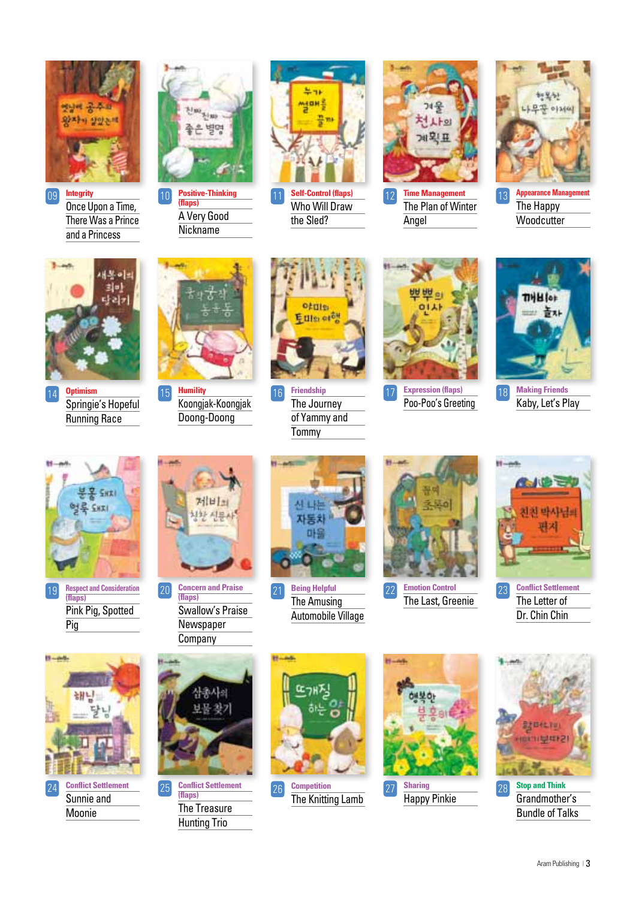09 **Integrity**
Once Upon a Time, There Was a Prince and a Princess

10 **Positive-Thinking (flaps)**
A Very Good Nickname

11 **Self-Control (flaps)**
Who Will Draw the Sled?

12 **Time Management**
The Plan of Winter Angel

13 **Appearance Management**
The Happy Woodcutter

14 **Optimism**
Springie's Hopeful Running Race

15 **Humility**
Koongjak-Koongjak Doong-Doong

16 **Friendship**
The Journey of Yammy and Tommy

17 **Expression (flaps)**
Poo-Poo's Greeting

18 **Making Friends**
Kaby, Let's Play

19 **Respect and Consideration (flaps)**
Pink Pig, Spotted Pig

20 **Concern and Praise (flaps)**
Swallow's Praise Newspaper Company

21 **Being Helpful**
The Amusing Automobile Village

22 **Emotion Control**
The Last, Greenie

23 **Conflict Settlement**
The Letter of Dr. Chin Chin

24 **Conflict Settlement**
Sunnie and Moonie

25 **Conflict Settlement (flaps)**
The Treasure Hunting Trio

26 **Competition**
The Knitting Lamb

27 **Sharing**
Happy Pinkie

28 **Stop and Think**
Grandmother's Bundle of Talks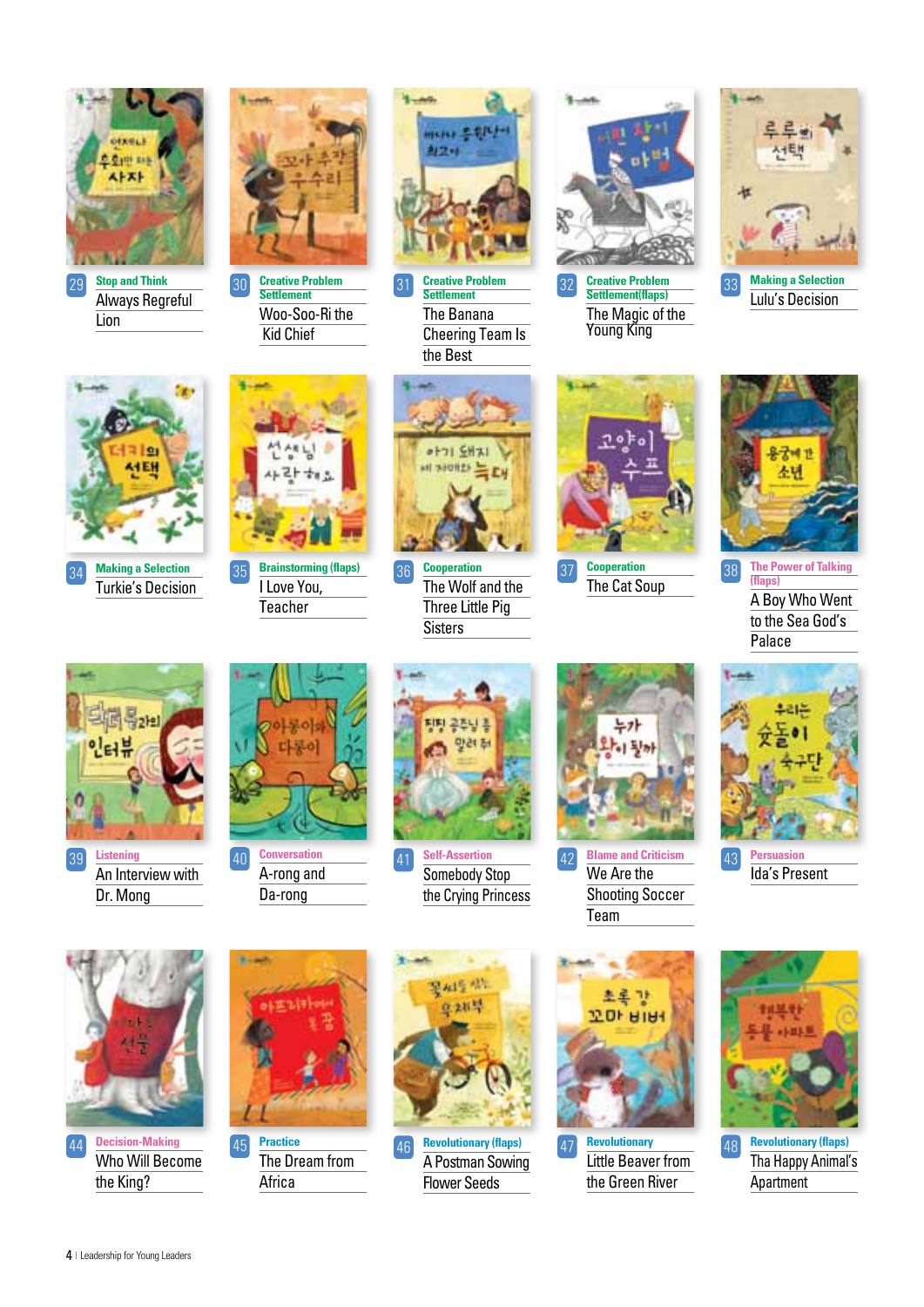29 Stop and Think
Always Regreful Lion

30 Creative Problem Settlement
Woo-Soo-Ri the Kid Chief

31 Creative Problem Settlement
The Banana Cheering Team Is the Best

32 Creative Problem Settlement(flaps)
The Magic of the Young King

33 Making a Selection
Lulu's Decision

34 Making a Selection
Turkie's Decision

35 Brainstorming (flaps)
I Love You, Teacher

36 Cooperation
The Wolf and the Three Little Pig Sisters

37 Cooperation
The Cat Soup

38 The Power of Talking (flaps)
A Boy Who Went to the Sea God's Palace

39 Listening
An Interview with Dr. Mong

40 Conversation
A-rong and Da-rong

41 Self-Assertion
Somebody Stop the Crying Princess

42 Blame and Criticism
We Are the Shooting Soccer Team

43 Persuasion
Ida's Present

44 Decision-Making
Who Will Become the King?

45 Practice
The Dream from Africa

46 Revolutionary (flaps)
A Postman Sowing Flower Seeds

47 Revolutionary
Little Beaver from the Green River

48 Revolutionary (flaps)
Tha Happy Animal's Apartment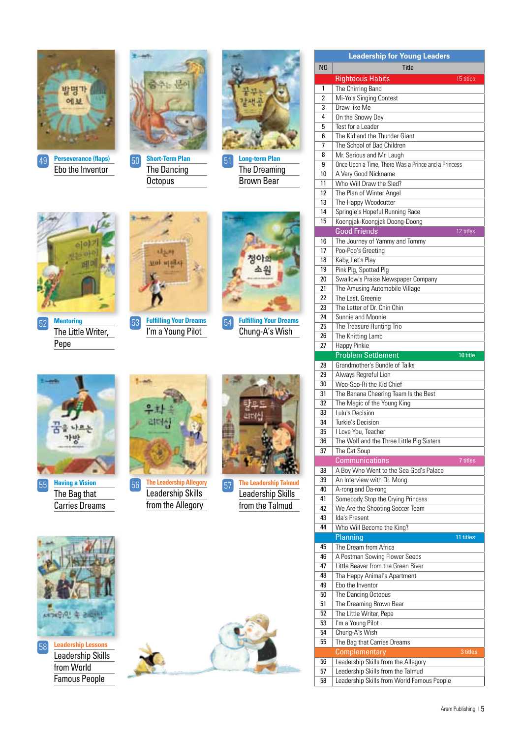49 **Perseverance (flaps)**
Ebo the Inventor

50 **Short-Term Plan**
The Dancing Octopus

51 **Long-term Plan**
The Dreaming Brown Bear

52 **Mentoring**
The Little Writer, Pepe

53 **Fulfilling Your Dreams**
I'm a Young Pilot

54 **Fulfilling Your Dreams**
Chung-A's Wish

55 **Having a Vision**
The Bag that Carries Dreams

56 **The Leadership Allegory**
Leadership Skills from the Allegory

57 **The Leadership Talmud**
Leadership Skills from the Talmud

58 **Leadership Lessons**
Leadership Skills from World Famous People

| Leadership for Young Leaders | |
|---|---|
| NO | Title |
| **Righteous Habits** | 15 titles |
| 1 | The Chirring Band |
| 2 | Mi-Yo's Singing Contest |
| 3 | Draw like Me |
| 4 | On the Snowy Day |
| 5 | Test for a Leader |
| 6 | The Kid and the Thunder Giant |
| 7 | The School of Bad Children |
| 8 | Mr. Serious and Mr. Laugh |
| 9 | Once Upon a Time, There Was a Prince and a Princess |
| 10 | A Very Good Nickname |
| 11 | Who Will Draw the Sled? |
| 12 | The Plan of Winter Angel |
| 13 | The Happy Woodcutter |
| 14 | Springie's Hopeful Running Race |
| 15 | Koongjak-Koongjak Doong-Doong |
| **Good Friends** | 12 titles |
| 16 | The Journey of Yammy and Tommy |
| 17 | Poo-Poo's Greeting |
| 18 | Kaby, Let's Play |
| 19 | Pink Pig, Spotted Pig |
| 20 | Swallow's Praise Newspaper Company |
| 21 | The Amusing Automobile Village |
| 22 | The Last, Greenie |
| 23 | The Letter of Dr. Chin Chin |
| 24 | Sunnie and Moonie |
| 25 | The Treasure Hunting Trio |
| 26 | The Knitting Lamb |
| 27 | Happy Pinkie |
| **Problem Settlement** | 10 title |
| 28 | Grandmother's Bundle of Talks |
| 29 | Always Regreful Lion |
| 30 | Woo-Soo-Ri the Kid Chief |
| 31 | The Banana Cheering Team Is the Best |
| 32 | The Magic of the Young King |
| 33 | Lulu's Decision |
| 34 | Turkie's Decision |
| 35 | I Love You, Teacher |
| 36 | The Wolf and the Three Little Pig Sisters |
| 37 | The Cat Soup |
| **Communications** | 7 titles |
| 38 | A Boy Who Went to the Sea God's Palace |
| 39 | An Interview with Dr. Mong |
| 40 | A-rong and Da-rong |
| 41 | Somebody Stop the Crying Princess |
| 42 | We Are the Shooting Soccer Team |
| 43 | Ida's Present |
| 44 | Who Will Become the King? |
| **Planning** | 11 titles |
| 45 | The Dream from Africa |
| 46 | A Postman Sowing Flower Seeds |
| 47 | Little Beaver from the Green River |
| 48 | Tha Happy Animal's Apartment |
| 49 | Ebo the Inventor |
| 50 | The Dancing Octopus |
| 51 | The Dreaming Brown Bear |
| 52 | The Little Writer, Pepe |
| 53 | I'm a Young Pilot |
| 54 | Chung-A's Wish |
| 55 | The Bag that Carries Dreams |
| **Complementary** | 3 titles |
| 56 | Leadership Skills from the Allegory |
| 57 | Leadership Skills from the Talmud |
| 58 | Leadership Skills from World Famous People |